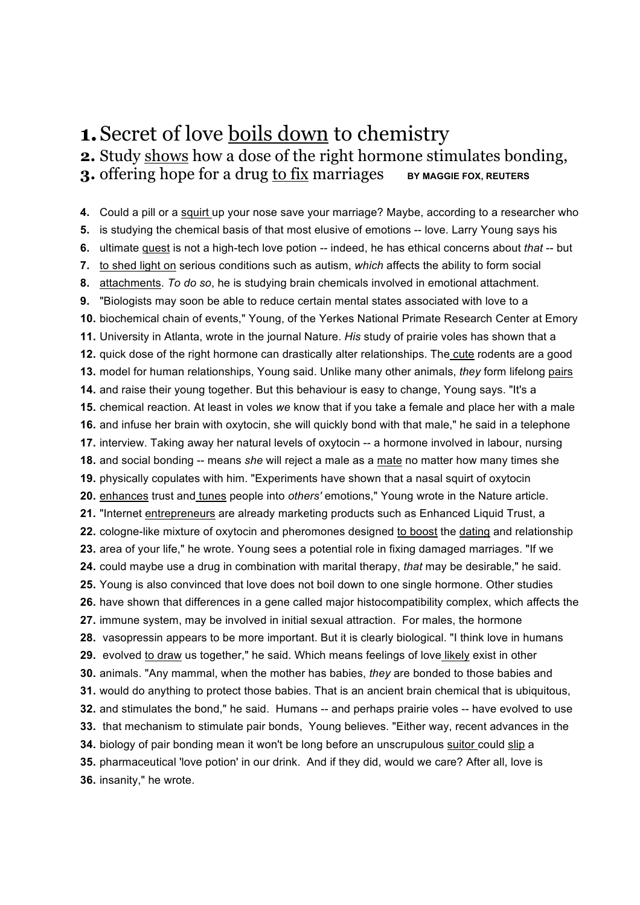# **1.** Secret of love <u>boils down</u> to chemistry

## **2.** Study <u>shows</u> how a dose of the right hormone stimulates bonding,
## **3.** offering hope for a drug <u>to fix</u> marriages **BY MAGGIE FOX, REUTERS**

**4.** Could a pill or a <u>squirt</u> up your nose save your marriage? Maybe, according to a researcher who
**5.** is studying the chemical basis of that most elusive of emotions -- love. Larry Young says his
**6.** ultimate <u>quest</u> is not a high-tech love potion -- indeed, he has ethical concerns about *that* -- but
**7.** <u>to shed light on</u> serious conditions such as autism, *which* affects the ability to form social
**8.** <u>attachments</u>. *To do so*, he is studying brain chemicals involved in emotional attachment.
**9.** "Biologists may soon be able to reduce certain mental states associated with love to a
**10.** biochemical chain of events," Young, of the Yerkes National Primate Research Center at Emory
**11.** University in Atlanta, wrote in the journal Nature. *His* study of prairie voles has shown that a
**12.** quick dose of the right hormone can drastically alter relationships. The <u>cute</u> rodents are a good
**13.** model for human relationships, Young said. Unlike many other animals, *they* form lifelong <u>pairs</u>
**14.** and raise their young together. But this behaviour is easy to change, Young says. "It's a
**15.** chemical reaction. At least in voles *we* know that if you take a female and place her with a male
**16.** and infuse her brain with oxytocin, she will quickly bond with that male," he said in a telephone
**17.** interview. Taking away her natural levels of oxytocin -- a hormone involved in labour, nursing
**18.** and social bonding -- means *she* will reject a male as a <u>mate</u> no matter how many times she
**19.** physically copulates with him. "Experiments have shown that a nasal squirt of oxytocin
**20.** <u>enhances</u> trust and <u>tunes</u> people into *others'* emotions," Young wrote in the Nature article.
**21.** "Internet <u>entrepreneurs</u> are already marketing products such as Enhanced Liquid Trust, a
**22.** cologne-like mixture of oxytocin and pheromones designed <u>to boost</u> the <u>dating</u> and relationship
**23.** area of your life," he wrote. Young sees a potential role in fixing damaged marriages. "If we
**24.** could maybe use a drug in combination with marital therapy, *that* may be desirable," he said.
**25.** Young is also convinced that love does not boil down to one single hormone. Other studies
**26.** have shown that differences in a gene called major histocompatibility complex, which affects the
**27.** immune system, may be involved in initial sexual attraction. For males, the hormone
**28.** vasopressin appears to be more important. But it is clearly biological. "I think love in humans
**29.** evolved <u>to draw</u> us together," he said. Which means feelings of love <u>likely</u> exist in other
**30.** animals. "Any mammal, when the mother has babies, *they* are bonded to those babies and
**31.** would do anything to protect those babies. That is an ancient brain chemical that is ubiquitous,
**32.** and stimulates the bond," he said. Humans -- and perhaps prairie voles -- have evolved to use
**33.** that mechanism to stimulate pair bonds, Young believes. "Either way, recent advances in the
**34.** biology of pair bonding mean it won't be long before an unscrupulous <u>suitor</u> could <u>slip</u> a
**35.** pharmaceutical 'love potion' in our drink. And if they did, would we care? After all, love is
**36.** insanity," he wrote.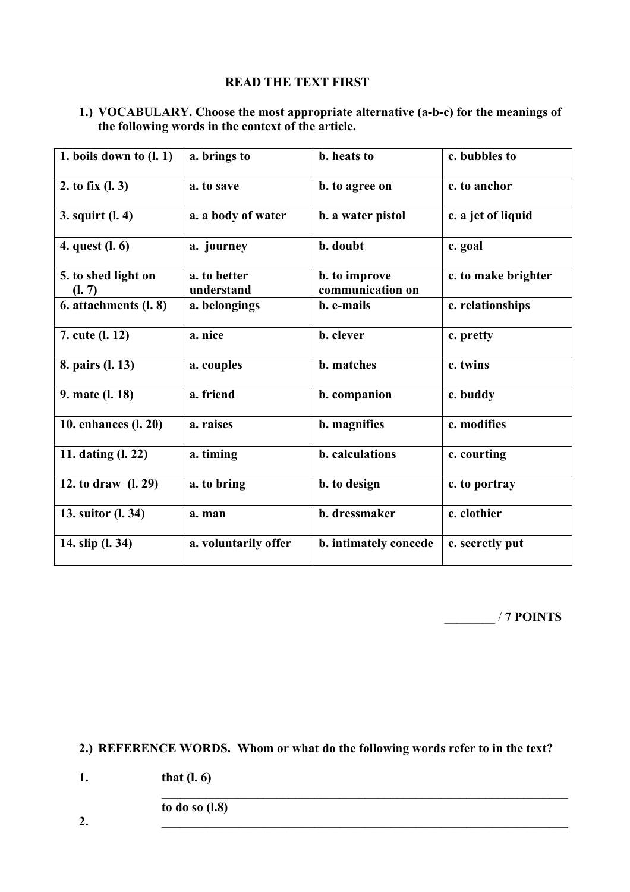**READ THE TEXT FIRST**

**1.) VOCABULARY. Choose the most appropriate alternative (a-b-c) for the meanings of the following words in the context of the article.**

| 1. boils down to (l. 1) | a. brings to | b. heats to | c. bubbles to |
|---|---|---|---|
| 2. to fix (l. 3) | a. to save | b. to agree on | c. to anchor |
| 3. squirt (l. 4) | a. a body of water | b. a water pistol | c. a jet of liquid |
| 4. quest (l. 6) | a. journey | b. doubt | c. goal |
| 5. to shed light on (l. 7) | a. to better understand | b. to improve communication on | c. to make brighter |
| 6. attachments (l. 8) | a. belongings | b. e-mails | c. relationships |
| 7. cute (l. 12) | a. nice | b. clever | c. pretty |
| 8. pairs (l. 13) | a. couples | b. matches | c. twins |
| 9. mate (l. 18) | a. friend | b. companion | c. buddy |
| 10. enhances (l. 20) | a. raises | b. magnifies | c. modifies |
| 11. dating (l. 22) | a. timing | b. calculations | c. courting |
| 12. to draw (l. 29) | a. to bring | b. to design | c. to portray |
| 13. suitor (l. 34) | a. man | b. dressmaker | c. clothier |
| 14. slip (l. 34) | a. voluntarily offer | b. intimately concede | c. secretly put |

________ / 7 POINTS

**2.) REFERENCE WORDS. Whom or what do the following words refer to in the text?**

1. that (l. 6) ______________________________________________

2. to do so (l.8) ______________________________________________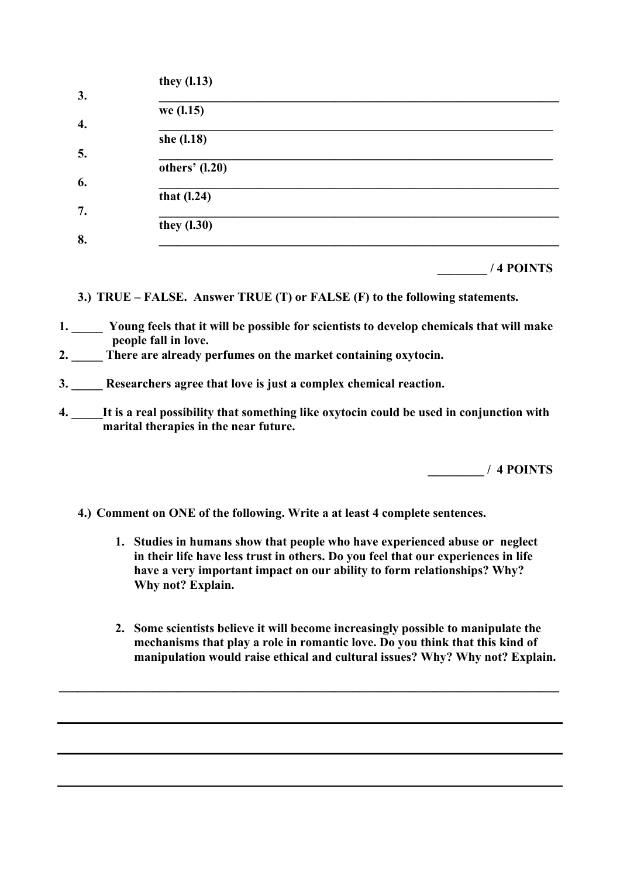3. **they (l.13)** ____________________________________________

4. **we (l.15)** ____________________________________________

5. **she (l.18)** ____________________________________________

6. **others' (l.20)** ____________________________________________

7. **that (l.24)** ____________________________________________

8. **they (l.30)** ____________________________________________

**________ / 4 POINTS**

**3.) TRUE – FALSE. Answer TRUE (T) or FALSE (F) to the following statements.**

**1. _____ Young feels that it will be possible for scientists to develop chemicals that will make people fall in love.**

**2. _____ There are already perfumes on the market containing oxytocin.**

**3. _____ Researchers agree that love is just a complex chemical reaction.**

**4. _____It is a real possibility that something like oxytocin could be used in conjunction with marital therapies in the near future.**

**_________ / 4 POINTS**

**4.) Comment on ONE of the following. Write a at least 4 complete sentences.**

1. **Studies in humans show that people who have experienced abuse or neglect in their life have less trust in others. Do you feel that our experiences in life have a very important impact on our ability to form relationships? Why? Why not? Explain.**

2. **Some scientists believe it will become increasingly possible to manipulate the mechanisms that play a role in romantic love. Do you think that this kind of manipulation would raise ethical and cultural issues? Why? Why not? Explain.**

____________________________________________________________________________

____________________________________________________________________________

____________________________________________________________________________

____________________________________________________________________________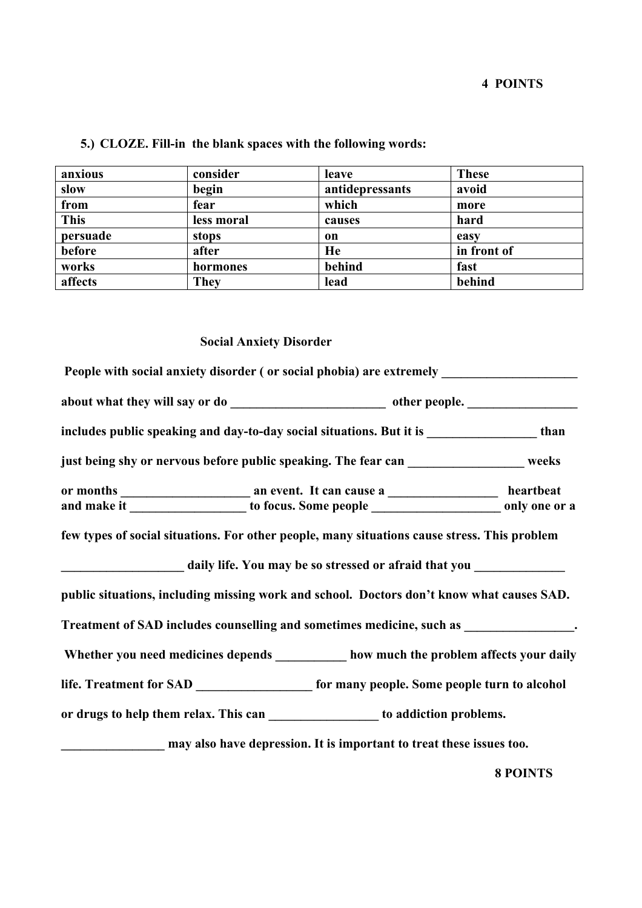**4 POINTS**

**5.) CLOZE. Fill-in the blank spaces with the following words:**

| anxious | consider | leave | These |
|---|---|---|---|
| slow | begin | antidepressants | avoid |
| from | fear | which | more |
| This | less moral | causes | hard |
| persuade | stops | on | easy |
| before | after | He | in front of |
| works | hormones | behind | fast |
| affects | They | lead | behind |

**Social Anxiety Disorder**

**People with social anxiety disorder ( or social phobia) are extremely ______________________ about what they will say or do _________________________ other people. _________________ includes public speaking and day-to-day social situations. But it is _________________ than just being shy or nervous before public speaking. The fear can __________________ weeks or months ____________________ an event. It can cause a _________________ heartbeat and make it __________________ to focus. Some people ____________________ only one or a few types of social situations. For other people, many situations cause stress. This problem ___________________ daily life. You may be so stressed or afraid that you ______________ public situations, including missing work and school. Doctors don't know what causes SAD. Treatment of SAD includes counselling and sometimes medicine, such as _________________. Whether you need medicines depends ___________ how much the problem affects your daily life. Treatment for SAD __________________ for many people. Some people turn to alcohol or drugs to help them relax. This can _________________ to addiction problems. ________________ may also have depression. It is important to treat these issues too.**

**8 POINTS**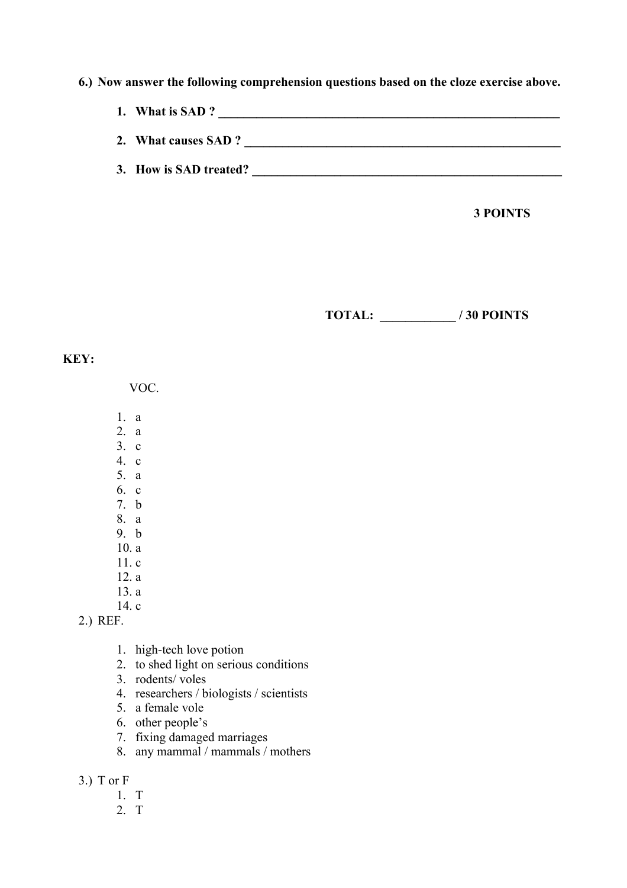**6.) Now answer the following comprehension questions based on the cloze exercise above.**

1. **What is SAD ? ___________________________________________________________**
2. **What causes SAD ? _____________________________________________________**
3. **How is SAD treated? ____________________________________________________**

**3 POINTS**

**TOTAL: ____________ / 30 POINTS**

**KEY:**

VOC.

1. a
2. a
3. c
4. c
5. a
6. c
7. b
8. a
9. b
10. a
11. c
12. a
13. a
14. c

2.) REF.

1. high-tech love potion
2. to shed light on serious conditions
3. rodents/ voles
4. researchers / biologists / scientists
5. a female vole
6. other people's
7. fixing damaged marriages
8. any mammal / mammals / mothers

3.) T or F

1. T
2. T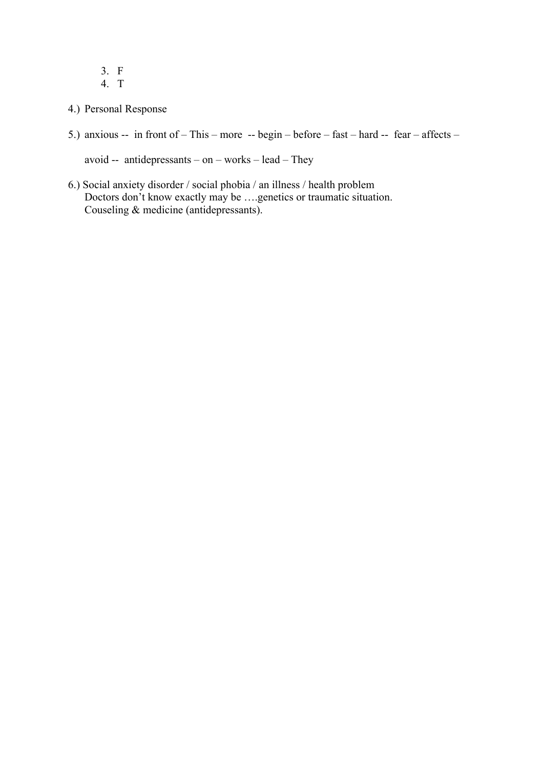3. F
4. T

4.) Personal Response

5.) anxious -- in front of – This – more -- begin – before – fast – hard -- fear – affects –

avoid -- antidepressants – on – works – lead – They

6.) Social anxiety disorder / social phobia / an illness / health problem
Doctors don't know exactly may be ….genetics or traumatic situation.
Couseling & medicine (antidepressants).